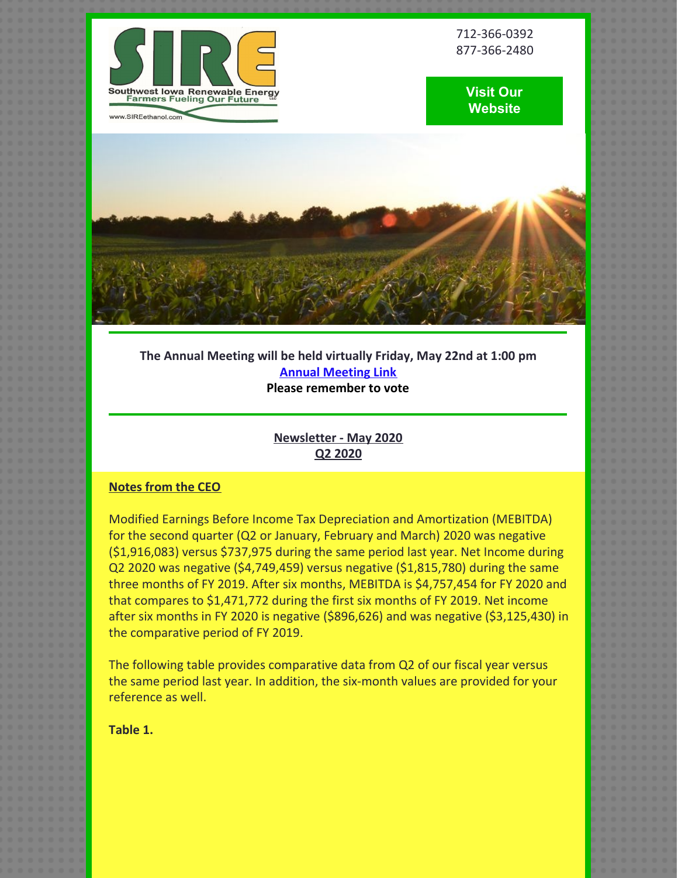SIRE

Southwest Iowa Renewable Energy

Farmers Fueling Our Future

www.SIREethanol.com

712-366-0392
877-366-2480

Visit Our Website

**The Annual Meeting will be held virtually Friday, May 22nd at 1:00 pm**

**Annual Meeting Link**

**Please remember to vote**

## Newsletter - May 2020
## Q2 2020

**Notes from the CEO**

Modified Earnings Before Income Tax Depreciation and Amortization (MEBITDA) for the second quarter (Q2 or January, February and March) 2020 was negative ($1,916,083) versus $737,975 during the same period last year. Net Income during Q2 2020 was negative ($4,749,459) versus negative ($1,815,780) during the same three months of FY 2019. After six months, MEBITDA is $4,757,454 for FY 2020 and that compares to $1,471,772 during the first six months of FY 2019. Net income after six months in FY 2020 is negative ($896,626) and was negative ($3,125,430) in the comparative period of FY 2019.

The following table provides comparative data from Q2 of our fiscal year versus the same period last year. In addition, the six-month values are provided for your reference as well.

**Table 1.**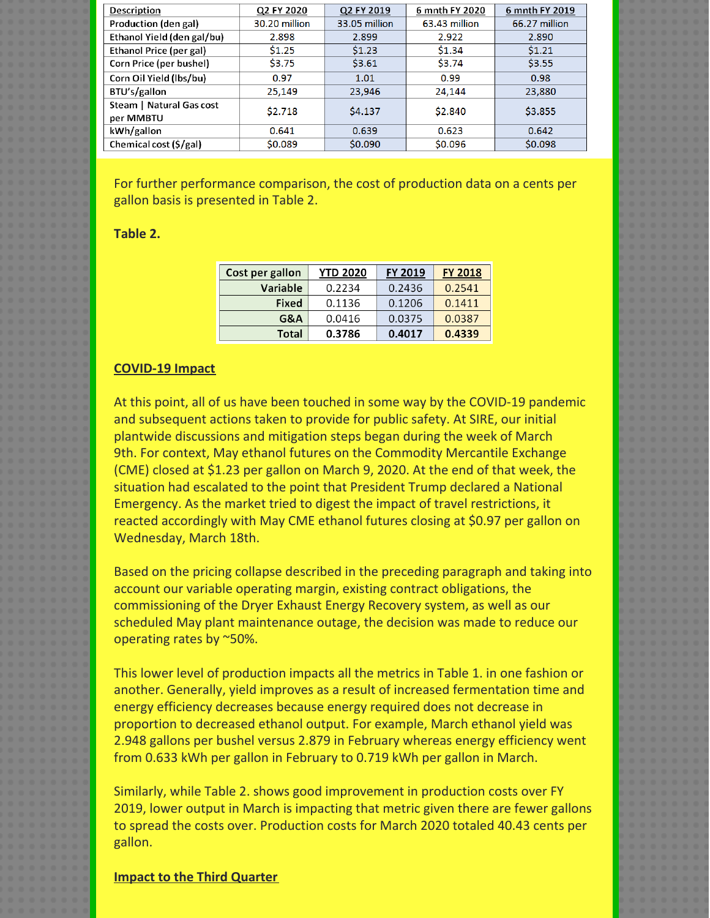| Description | Q2 FY 2020 | Q2 FY 2019 | 6 mnth FY 2020 | 6 mnth FY 2019 |
|---|---|---|---|---|
| Production (den gal) | 30.20 million | 33.05 million | 63.43 million | 66.27 million |
| Ethanol Yield (den gal/bu) | 2.898 | 2.899 | 2.922 | 2.890 |
| Ethanol Price (per gal) | $1.25 | $1.23 | $1.34 | $1.21 |
| Corn Price (per bushel) | $3.75 | $3.61 | $3.74 | $3.55 |
| Corn Oil Yield (lbs/bu) | 0.97 | 1.01 | 0.99 | 0.98 |
| BTU's/gallon | 25,149 | 23,946 | 24,144 | 23,880 |
| Steam \| Natural Gas cost per MMBTU | $2.718 | $4.137 | $2.840 | $3.855 |
| kWh/gallon | 0.641 | 0.639 | 0.623 | 0.642 |
| Chemical cost ($/gal) | $0.089 | $0.090 | $0.096 | $0.098 |

For further performance comparison, the cost of production data on a cents per gallon basis is presented in Table 2.

**Table 2.**

| Cost per gallon | YTD 2020 | FY 2019 | FY 2018 |
|---|---|---|---|
| Variable | 0.2234 | 0.2436 | 0.2541 |
| Fixed | 0.1136 | 0.1206 | 0.1411 |
| G&A | 0.0416 | 0.0375 | 0.0387 |
| Total | **0.3786** | **0.4017** | **0.4339** |

## COVID-19 Impact

At this point, all of us have been touched in some way by the COVID-19 pandemic and subsequent actions taken to provide for public safety. At SIRE, our initial plantwide discussions and mitigation steps began during the week of March 9th. For context, May ethanol futures on the Commodity Mercantile Exchange (CME) closed at $1.23 per gallon on March 9, 2020. At the end of that week, the situation had escalated to the point that President Trump declared a National Emergency. As the market tried to digest the impact of travel restrictions, it reacted accordingly with May CME ethanol futures closing at $0.97 per gallon on Wednesday, March 18th.

Based on the pricing collapse described in the preceding paragraph and taking into account our variable operating margin, existing contract obligations, the commissioning of the Dryer Exhaust Energy Recovery system, as well as our scheduled May plant maintenance outage, the decision was made to reduce our operating rates by ~50%.

This lower level of production impacts all the metrics in Table 1. in one fashion or another. Generally, yield improves as a result of increased fermentation time and energy efficiency decreases because energy required does not decrease in proportion to decreased ethanol output. For example, March ethanol yield was 2.948 gallons per bushel versus 2.879 in February whereas energy efficiency went from 0.633 kWh per gallon in February to 0.719 kWh per gallon in March.

Similarly, while Table 2. shows good improvement in production costs over FY 2019, lower output in March is impacting that metric given there are fewer gallons to spread the costs over. Production costs for March 2020 totaled 40.43 cents per gallon.

## Impact to the Third Quarter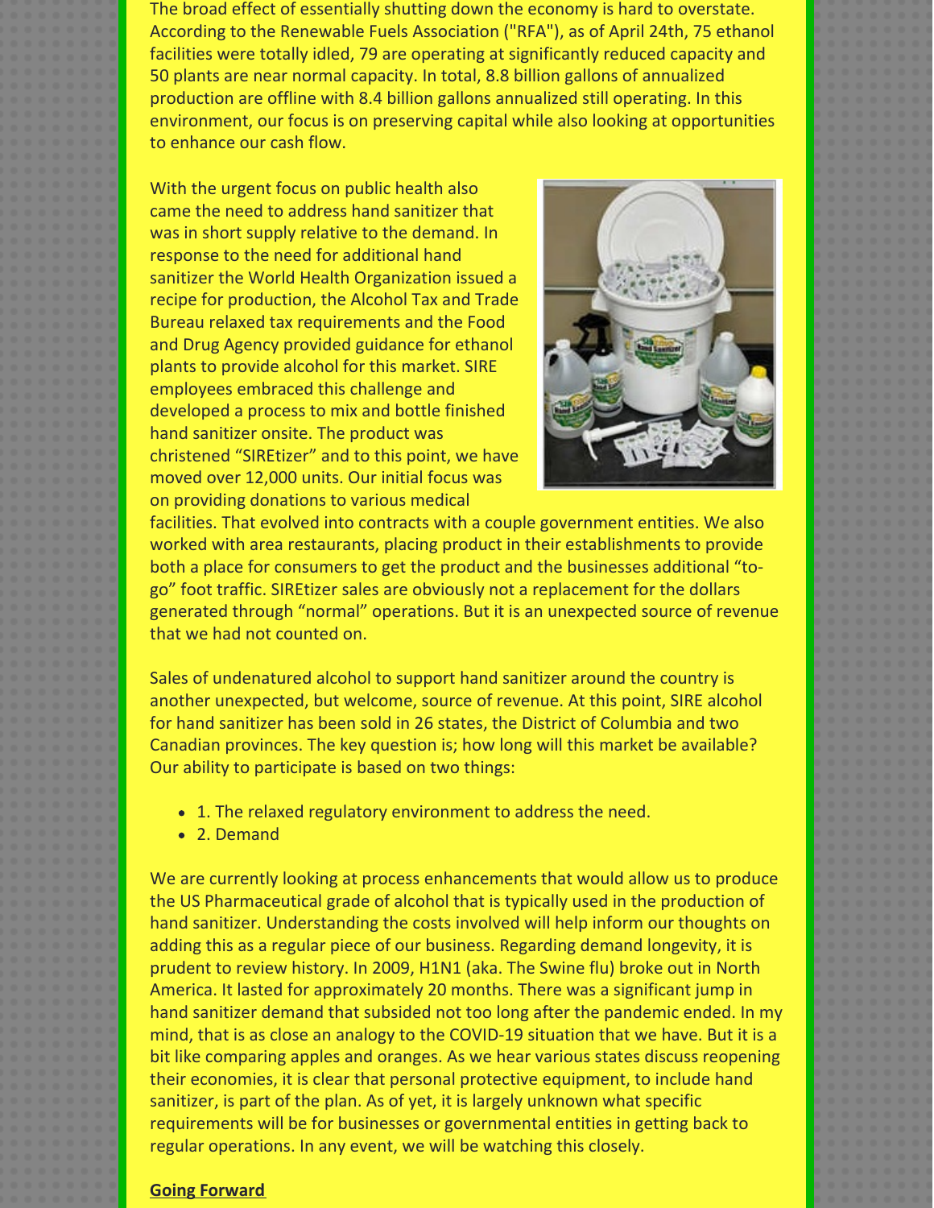The broad effect of essentially shutting down the economy is hard to overstate. According to the Renewable Fuels Association ("RFA"), as of April 24th, 75 ethanol facilities were totally idled, 79 are operating at significantly reduced capacity and 50 plants are near normal capacity. In total, 8.8 billion gallons of annualized production are offline with 8.4 billion gallons annualized still operating. In this environment, our focus is on preserving capital while also looking at opportunities to enhance our cash flow.

With the urgent focus on public health also came the need to address hand sanitizer that was in short supply relative to the demand. In response to the need for additional hand sanitizer the World Health Organization issued a recipe for production, the Alcohol Tax and Trade Bureau relaxed tax requirements and the Food and Drug Agency provided guidance for ethanol plants to provide alcohol for this market. SIRE employees embraced this challenge and developed a process to mix and bottle finished hand sanitizer onsite. The product was christened "SIREtizer" and to this point, we have moved over 12,000 units. Our initial focus was on providing donations to various medical facilities. That evolved into contracts with a couple government entities. We also worked with area restaurants, placing product in their establishments to provide both a place for consumers to get the product and the businesses additional "to-go" foot traffic. SIREtizer sales are obviously not a replacement for the dollars generated through "normal" operations. But it is an unexpected source of revenue that we had not counted on.

Sales of undenatured alcohol to support hand sanitizer around the country is another unexpected, but welcome, source of revenue. At this point, SIRE alcohol for hand sanitizer has been sold in 26 states, the District of Columbia and two Canadian provinces. The key question is; how long will this market be available? Our ability to participate is based on two things:

- 1. The relaxed regulatory environment to address the need.
- 2. Demand

We are currently looking at process enhancements that would allow us to produce the US Pharmaceutical grade of alcohol that is typically used in the production of hand sanitizer. Understanding the costs involved will help inform our thoughts on adding this as a regular piece of our business. Regarding demand longevity, it is prudent to review history. In 2009, H1N1 (aka. The Swine flu) broke out in North America. It lasted for approximately 20 months. There was a significant jump in hand sanitizer demand that subsided not too long after the pandemic ended. In my mind, that is as close an analogy to the COVID-19 situation that we have. But it is a bit like comparing apples and oranges. As we hear various states discuss reopening their economies, it is clear that personal protective equipment, to include hand sanitizer, is part of the plan. As of yet, it is largely unknown what specific requirements will be for businesses or governmental entities in getting back to regular operations. In any event, we will be watching this closely.

**Going Forward**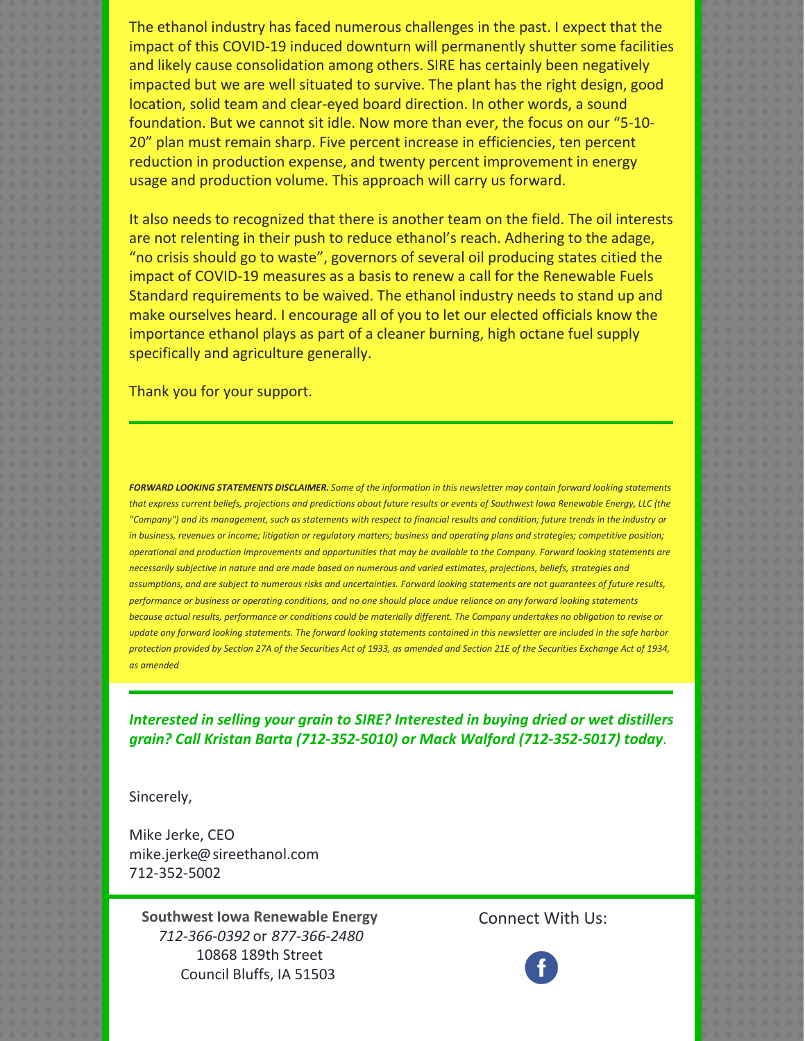The ethanol industry has faced numerous challenges in the past. I expect that the impact of this COVID-19 induced downturn will permanently shutter some facilities and likely cause consolidation among others. SIRE has certainly been negatively impacted but we are well situated to survive. The plant has the right design, good location, solid team and clear-eyed board direction. In other words, a sound foundation. But we cannot sit idle. Now more than ever, the focus on our "5-10-20" plan must remain sharp. Five percent increase in efficiencies, ten percent reduction in production expense, and twenty percent improvement in energy usage and production volume. This approach will carry us forward.

It also needs to recognized that there is another team on the field. The oil interests are not relenting in their push to reduce ethanol's reach. Adhering to the adage, "no crisis should go to waste", governors of several oil producing states citied the impact of COVID-19 measures as a basis to renew a call for the Renewable Fuels Standard requirements to be waived. The ethanol industry needs to stand up and make ourselves heard. I encourage all of you to let our elected officials know the importance ethanol plays as part of a cleaner burning, high octane fuel supply specifically and agriculture generally.

Thank you for your support.

---

***FORWARD LOOKING STATEMENTS DISCLAIMER.*** *Some of the information in this newsletter may contain forward looking statements that express current beliefs, projections and predictions about future results or events of Southwest Iowa Renewable Energy, LLC (the "Company") and its management, such as statements with respect to financial results and condition; future trends in the industry or in business, revenues or income; litigation or regulatory matters; business and operating plans and strategies; competitive position; operational and production improvements and opportunities that may be available to the Company. Forward looking statements are necessarily subjective in nature and are made based on numerous and varied estimates, projections, beliefs, strategies and assumptions, and are subject to numerous risks and uncertainties. Forward looking statements are not guarantees of future results, performance or business or operating conditions, and no one should place undue reliance on any forward looking statements because actual results, performance or conditions could be materially different. The Company undertakes no obligation to revise or update any forward looking statements. The forward looking statements contained in this newsletter are included in the safe harbor protection provided by Section 27A of the Securities Act of 1933, as amended and Section 21E of the Securities Exchange Act of 1934, as amended*

---

***Interested in selling your grain to SIRE? Interested in buying dried or wet distillers grain? Call Kristan Barta (712-352-5010) or Mack Walford (712-352-5017) today.***

Sincerely,

Mike Jerke, CEO
mike.jerke@sireethanol.com
712-352-5002

---

**Southwest Iowa Renewable Energy**
*712-366-0392* or *877-366-2480*
10868 189th Street
Council Bluffs, IA 51503

Connect With Us: